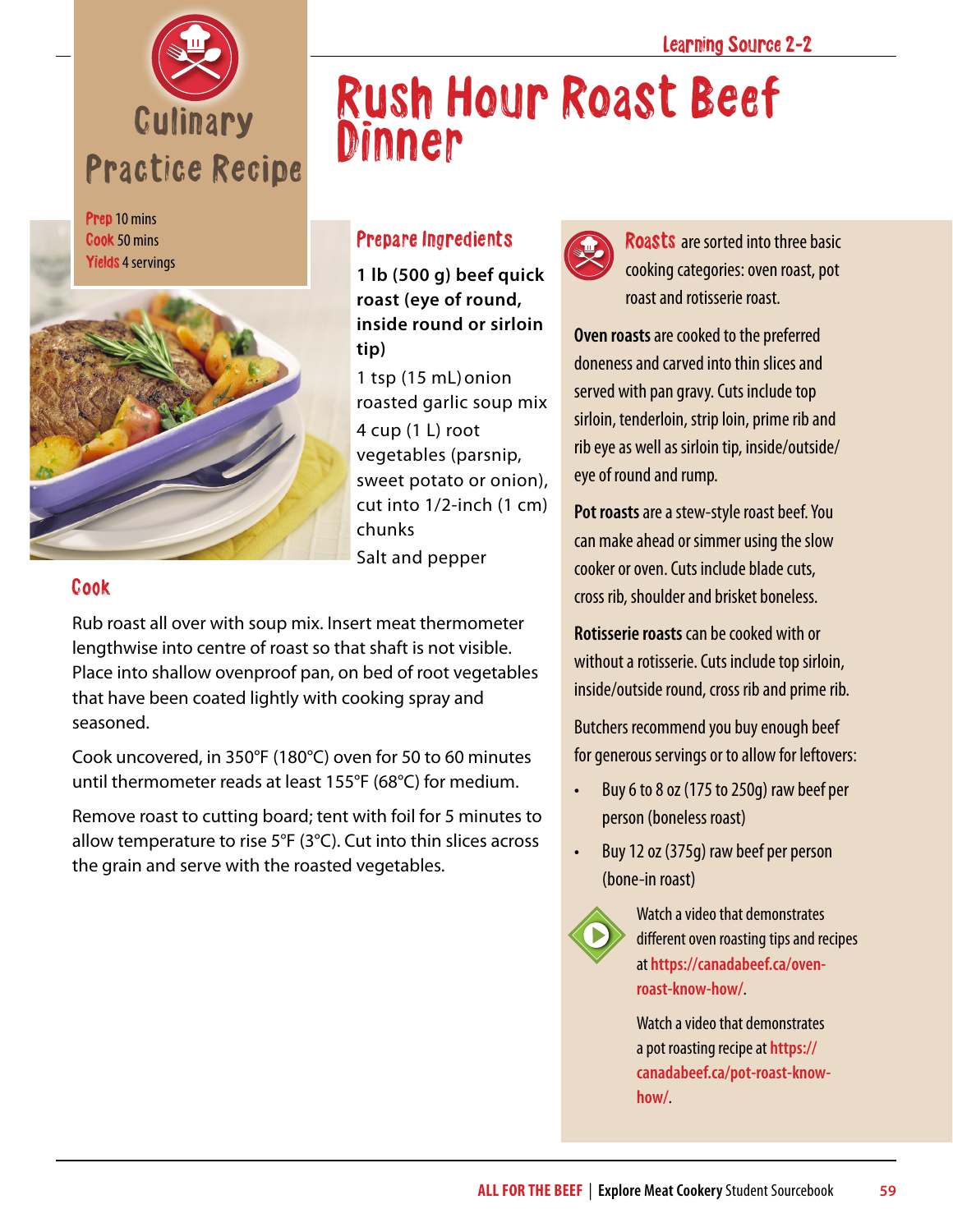Learning Source 2-2

# Culinary Practice Recipe

# Rush Hour Roast Beef Dinner

**Prep** 10 mins
**Cook** 50 mins
**Yields** 4 servings

## Prepare Ingredients

**1 lb (500 g) beef quick roast (eye of round, inside round or sirloin tip)**

1 tsp (15 mL) onion roasted garlic soup mix

4 cup (1 L) root vegetables (parsnip, sweet potato or onion), cut into 1/2-inch (1 cm) chunks

Salt and pepper

## Cook

Rub roast all over with soup mix. Insert meat thermometer lengthwise into centre of roast so that shaft is not visible. Place into shallow ovenproof pan, on bed of root vegetables that have been coated lightly with cooking spray and seasoned.

Cook uncovered, in 350°F (180°C) oven for 50 to 60 minutes until thermometer reads at least 155°F (68°C) for medium.

Remove roast to cutting board; tent with foil for 5 minutes to allow temperature to rise 5°F (3°C). Cut into thin slices across the grain and serve with the roasted vegetables.

**Roasts** are sorted into three basic cooking categories: oven roast, pot roast and rotisserie roast.

**Oven roasts** are cooked to the preferred doneness and carved into thin slices and served with pan gravy. Cuts include top sirloin, tenderloin, strip loin, prime rib and rib eye as well as sirloin tip, inside/outside/ eye of round and rump.

**Pot roasts** are a stew-style roast beef. You can make ahead or simmer using the slow cooker or oven. Cuts include blade cuts, cross rib, shoulder and brisket boneless.

**Rotisserie roasts** can be cooked with or without a rotisserie. Cuts include top sirloin, inside/outside round, cross rib and prime rib.

Butchers recommend you buy enough beef for generous servings or to allow for leftovers:

- Buy 6 to 8 oz (175 to 250g) raw beef per person (boneless roast)
- Buy 12 oz (375g) raw beef per person (bone-in roast)

Watch a video that demonstrates different oven roasting tips and recipes at **https://canadabeef.ca/oven-roast-know-how/**.

Watch a video that demonstrates a pot roasting recipe at **https://canadabeef.ca/pot-roast-know-how/**.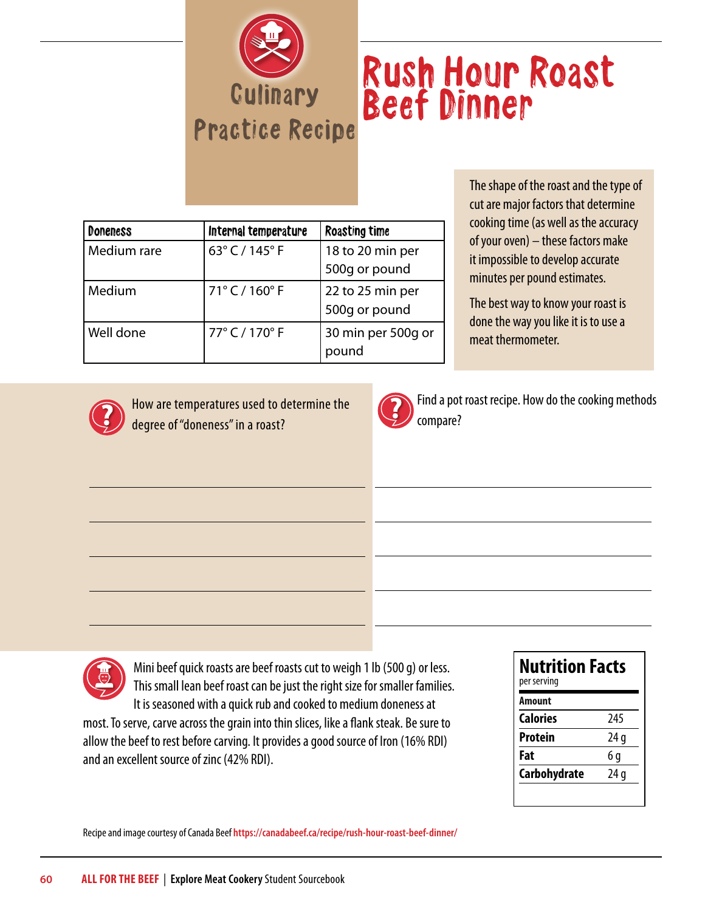Culinary Practice Recipe

# Rush Hour Roast Beef Dinner

| Doneness | Internal temperature | Roasting time |
|---|---|---|
| Medium rare | 63° C / 145° F | 18 to 20 min per 500g or pound |
| Medium | 71° C / 160° F | 22 to 25 min per 500g or pound |
| Well done | 77° C / 170° F | 30 min per 500g or pound |

The shape of the roast and the type of cut are major factors that determine cooking time (as well as the accuracy of your oven) – these factors make it impossible to develop accurate minutes per pound estimates.

The best way to know your roast is done the way you like it is to use a meat thermometer.

How are temperatures used to determine the degree of "doneness" in a roast?

Find a pot roast recipe. How do the cooking methods compare?

Mini beef quick roasts are beef roasts cut to weigh 1 lb (500 g) or less. This small lean beef roast can be just the right size for smaller families. It is seasoned with a quick rub and cooked to medium doneness at most. To serve, carve across the grain into thin slices, like a flank steak. Be sure to allow the beef to rest before carving. It provides a good source of Iron (16% RDI) and an excellent source of zinc (42% RDI).

**Nutrition Facts**
per serving

| Amount | |
|---|---|
| **Calories** | 245 |
| **Protein** | 24 g |
| **Fat** | 6 g |
| **Carbohydrate** | 24 g |

Recipe and image courtesy of Canada Beef https://canadabeef.ca/recipe/rush-hour-roast-beef-dinner/